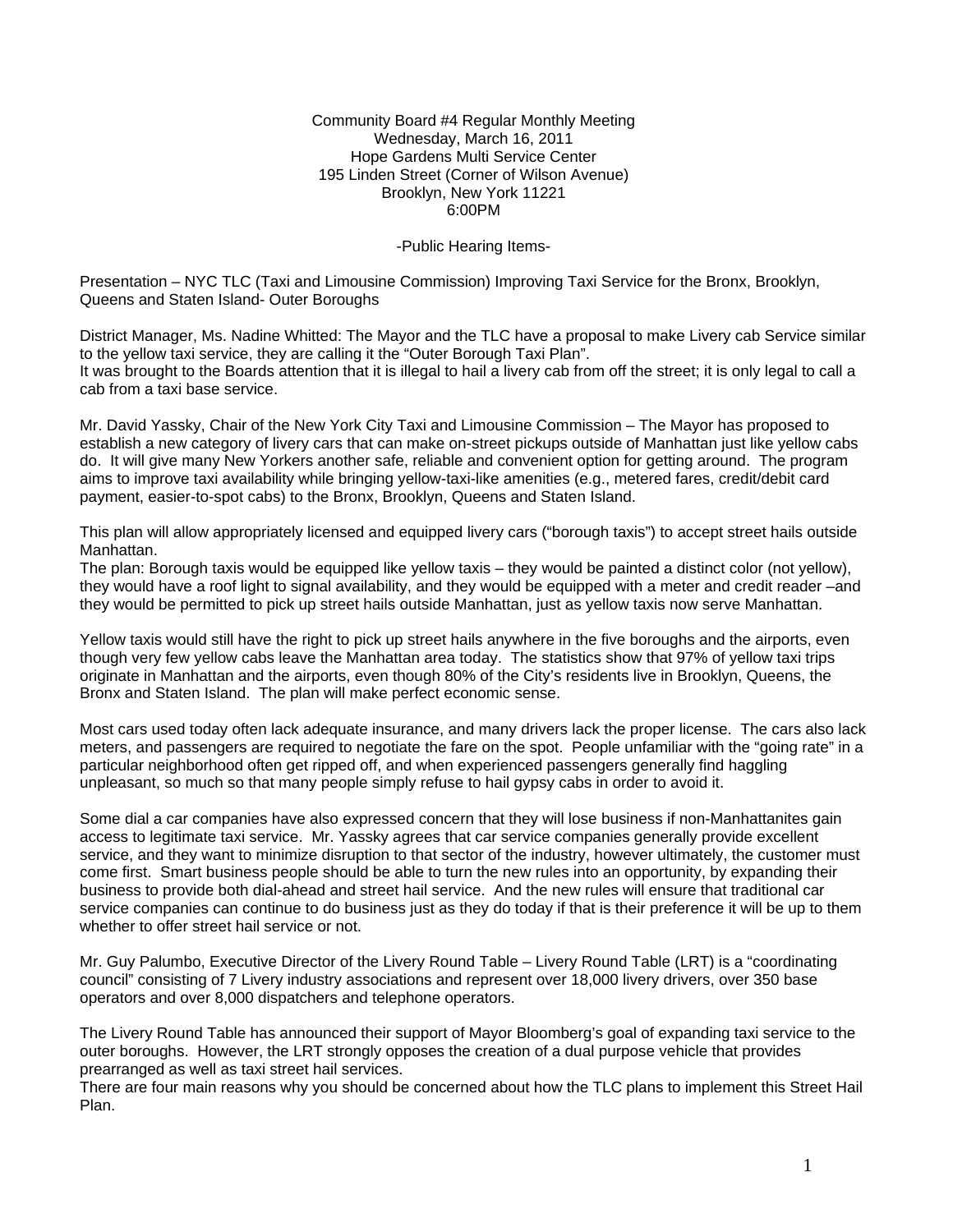Community Board #4 Regular Monthly Meeting
Wednesday, March 16, 2011
Hope Gardens Multi Service Center
195 Linden Street (Corner of Wilson Avenue)
Brooklyn, New York 11221
6:00PM

-Public Hearing Items-

Presentation – NYC TLC (Taxi and Limousine Commission) Improving Taxi Service for the Bronx, Brooklyn, Queens and Staten Island- Outer Boroughs

District Manager, Ms. Nadine Whitted: The Mayor and the TLC have a proposal to make Livery cab Service similar to the yellow taxi service, they are calling it the "Outer Borough Taxi Plan".
It was brought to the Boards attention that it is illegal to hail a livery cab from off the street; it is only legal to call a cab from a taxi base service.

Mr. David Yassky, Chair of the New York City Taxi and Limousine Commission – The Mayor has proposed to establish a new category of livery cars that can make on-street pickups outside of Manhattan just like yellow cabs do. It will give many New Yorkers another safe, reliable and convenient option for getting around. The program aims to improve taxi availability while bringing yellow-taxi-like amenities (e.g., metered fares, credit/debit card payment, easier-to-spot cabs) to the Bronx, Brooklyn, Queens and Staten Island.

This plan will allow appropriately licensed and equipped livery cars ("borough taxis") to accept street hails outside Manhattan.
The plan: Borough taxis would be equipped like yellow taxis – they would be painted a distinct color (not yellow), they would have a roof light to signal availability, and they would be equipped with a meter and credit reader –and they would be permitted to pick up street hails outside Manhattan, just as yellow taxis now serve Manhattan.

Yellow taxis would still have the right to pick up street hails anywhere in the five boroughs and the airports, even though very few yellow cabs leave the Manhattan area today. The statistics show that 97% of yellow taxi trips originate in Manhattan and the airports, even though 80% of the City's residents live in Brooklyn, Queens, the Bronx and Staten Island. The plan will make perfect economic sense.

Most cars used today often lack adequate insurance, and many drivers lack the proper license. The cars also lack meters, and passengers are required to negotiate the fare on the spot. People unfamiliar with the "going rate" in a particular neighborhood often get ripped off, and when experienced passengers generally find haggling unpleasant, so much so that many people simply refuse to hail gypsy cabs in order to avoid it.

Some dial a car companies have also expressed concern that they will lose business if non-Manhattanites gain access to legitimate taxi service. Mr. Yassky agrees that car service companies generally provide excellent service, and they want to minimize disruption to that sector of the industry, however ultimately, the customer must come first. Smart business people should be able to turn the new rules into an opportunity, by expanding their business to provide both dial-ahead and street hail service. And the new rules will ensure that traditional car service companies can continue to do business just as they do today if that is their preference it will be up to them whether to offer street hail service or not.

Mr. Guy Palumbo, Executive Director of the Livery Round Table – Livery Round Table (LRT) is a "coordinating council" consisting of 7 Livery industry associations and represent over 18,000 livery drivers, over 350 base operators and over 8,000 dispatchers and telephone operators.

The Livery Round Table has announced their support of Mayor Bloomberg's goal of expanding taxi service to the outer boroughs. However, the LRT strongly opposes the creation of a dual purpose vehicle that provides prearranged as well as taxi street hail services.
There are four main reasons why you should be concerned about how the TLC plans to implement this Street Hail Plan.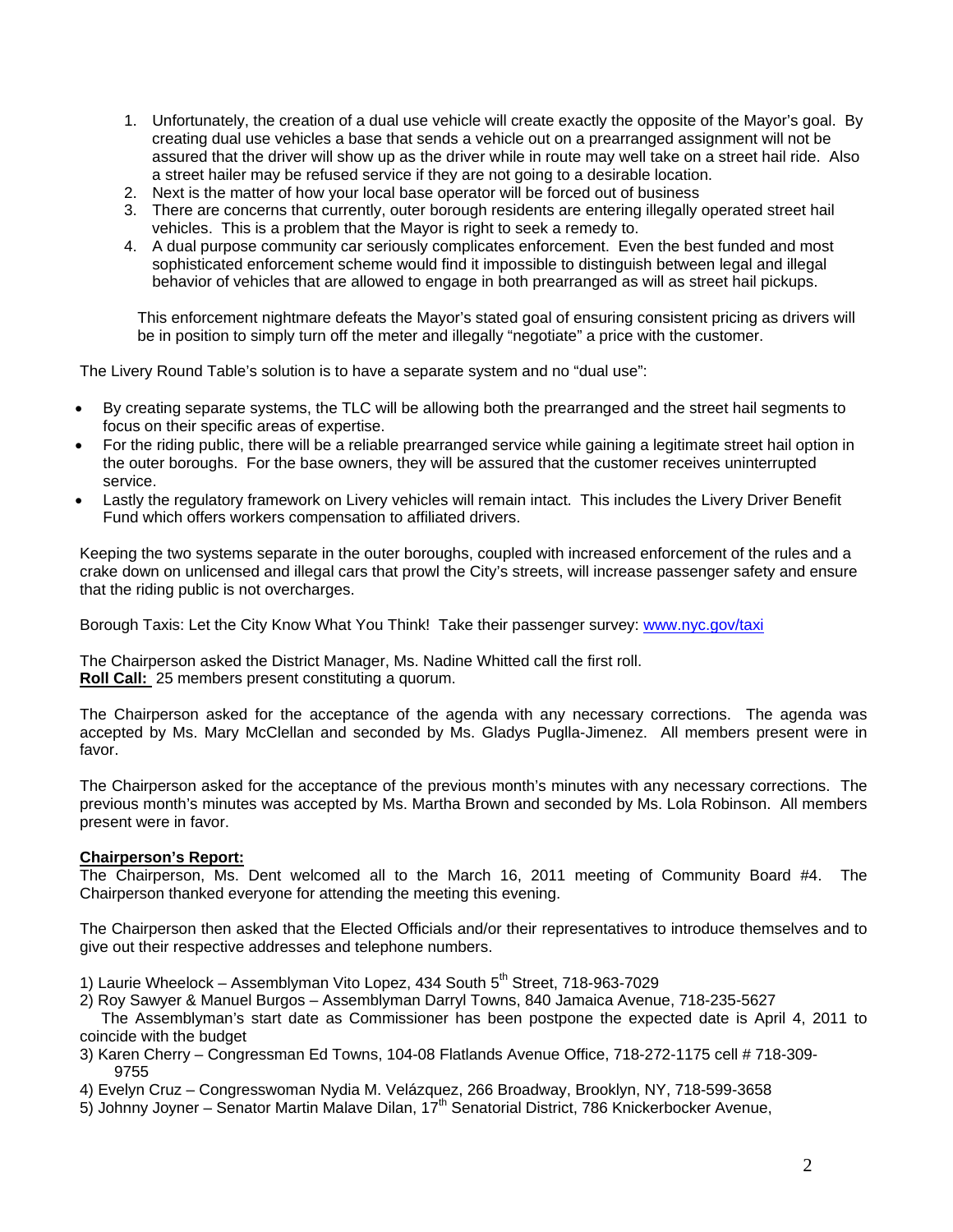1. Unfortunately, the creation of a dual use vehicle will create exactly the opposite of the Mayor's goal. By creating dual use vehicles a base that sends a vehicle out on a prearranged assignment will not be assured that the driver will show up as the driver while in route may well take on a street hail ride. Also a street hailer may be refused service if they are not going to a desirable location.
2. Next is the matter of how your local base operator will be forced out of business
3. There are concerns that currently, outer borough residents are entering illegally operated street hail vehicles. This is a problem that the Mayor is right to seek a remedy to.
4. A dual purpose community car seriously complicates enforcement. Even the best funded and most sophisticated enforcement scheme would find it impossible to distinguish between legal and illegal behavior of vehicles that are allowed to engage in both prearranged as will as street hail pickups.

   This enforcement nightmare defeats the Mayor's stated goal of ensuring consistent pricing as drivers will be in position to simply turn off the meter and illegally "negotiate" a price with the customer.

The Livery Round Table's solution is to have a separate system and no "dual use":

- By creating separate systems, the TLC will be allowing both the prearranged and the street hail segments to focus on their specific areas of expertise.
- For the riding public, there will be a reliable prearranged service while gaining a legitimate street hail option in the outer boroughs. For the base owners, they will be assured that the customer receives uninterrupted service.
- Lastly the regulatory framework on Livery vehicles will remain intact. This includes the Livery Driver Benefit Fund which offers workers compensation to affiliated drivers.

Keeping the two systems separate in the outer boroughs, coupled with increased enforcement of the rules and a crake down on unlicensed and illegal cars that prowl the City's streets, will increase passenger safety and ensure that the riding public is not overcharges.

Borough Taxis: Let the City Know What You Think! Take their passenger survey: www.nyc.gov/taxi

The Chairperson asked the District Manager, Ms. Nadine Whitted call the first roll.
**Roll Call:** 25 members present constituting a quorum.

The Chairperson asked for the acceptance of the agenda with any necessary corrections. The agenda was accepted by Ms. Mary McClellan and seconded by Ms. Gladys Puglla-Jimenez. All members present were in favor.

The Chairperson asked for the acceptance of the previous month's minutes with any necessary corrections. The previous month's minutes was accepted by Ms. Martha Brown and seconded by Ms. Lola Robinson. All members present were in favor.

**Chairperson's Report:**
The Chairperson, Ms. Dent welcomed all to the March 16, 2011 meeting of Community Board #4. The Chairperson thanked everyone for attending the meeting this evening.

The Chairperson then asked that the Elected Officials and/or their representatives to introduce themselves and to give out their respective addresses and telephone numbers.

1) Laurie Wheelock – Assemblyman Vito Lopez, 434 South 5th Street, 718-963-7029
2) Roy Sawyer & Manuel Burgos – Assemblyman Darryl Towns, 840 Jamaica Avenue, 718-235-5627
   The Assemblyman's start date as Commissioner has been postpone the expected date is April 4, 2011 to coincide with the budget
3) Karen Cherry – Congressman Ed Towns, 104-08 Flatlands Avenue Office, 718-272-1175 cell # 718-309-9755
4) Evelyn Cruz – Congresswoman Nydia M. Velázquez, 266 Broadway, Brooklyn, NY, 718-599-3658
5) Johnny Joyner – Senator Martin Malave Dilan, 17th Senatorial District, 786 Knickerbocker Avenue,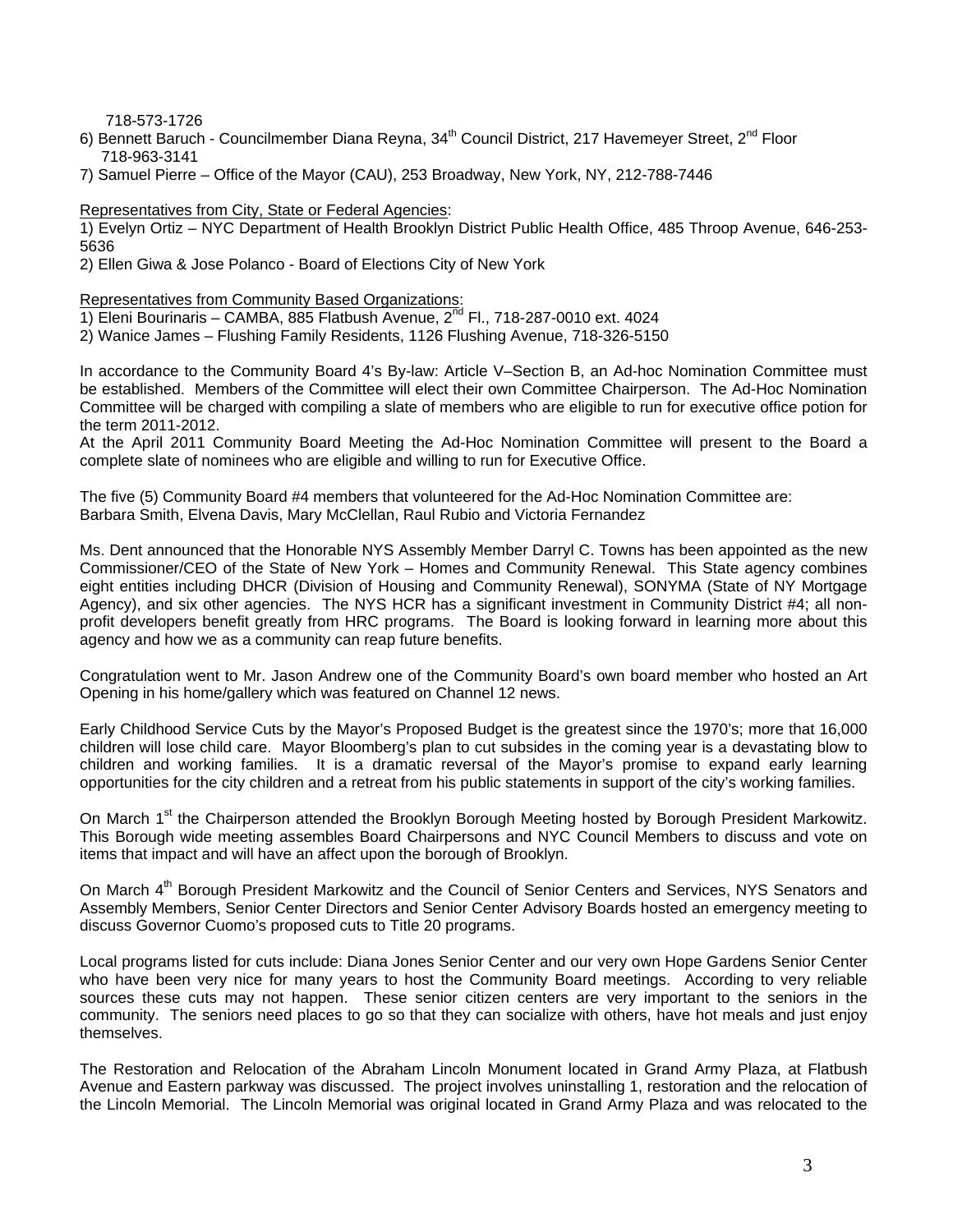718-573-1726

6) Bennett Baruch - Councilmember Diana Reyna, 34th Council District, 217 Havemeyer Street, 2nd Floor 718-963-3141

7) Samuel Pierre – Office of the Mayor (CAU), 253 Broadway, New York, NY, 212-788-7446

Representatives from City, State or Federal Agencies:

1) Evelyn Ortiz – NYC Department of Health Brooklyn District Public Health Office, 485 Throop Avenue, 646-253-5636

2) Ellen Giwa & Jose Polanco - Board of Elections City of New York

Representatives from Community Based Organizations:

1) Eleni Bourinaris – CAMBA, 885 Flatbush Avenue, 2nd Fl., 718-287-0010 ext. 4024

2) Wanice James – Flushing Family Residents, 1126 Flushing Avenue, 718-326-5150

In accordance to the Community Board 4's By-law: Article V–Section B, an Ad-hoc Nomination Committee must be established. Members of the Committee will elect their own Committee Chairperson. The Ad-Hoc Nomination Committee will be charged with compiling a slate of members who are eligible to run for executive office potion for the term 2011-2012.

At the April 2011 Community Board Meeting the Ad-Hoc Nomination Committee will present to the Board a complete slate of nominees who are eligible and willing to run for Executive Office.

The five (5) Community Board #4 members that volunteered for the Ad-Hoc Nomination Committee are: Barbara Smith, Elvena Davis, Mary McClellan, Raul Rubio and Victoria Fernandez

Ms. Dent announced that the Honorable NYS Assembly Member Darryl C. Towns has been appointed as the new Commissioner/CEO of the State of New York – Homes and Community Renewal. This State agency combines eight entities including DHCR (Division of Housing and Community Renewal), SONYMA (State of NY Mortgage Agency), and six other agencies. The NYS HCR has a significant investment in Community District #4; all non-profit developers benefit greatly from HRC programs. The Board is looking forward in learning more about this agency and how we as a community can reap future benefits.

Congratulation went to Mr. Jason Andrew one of the Community Board's own board member who hosted an Art Opening in his home/gallery which was featured on Channel 12 news.

Early Childhood Service Cuts by the Mayor's Proposed Budget is the greatest since the 1970's; more that 16,000 children will lose child care. Mayor Bloomberg's plan to cut subsides in the coming year is a devastating blow to children and working families. It is a dramatic reversal of the Mayor's promise to expand early learning opportunities for the city children and a retreat from his public statements in support of the city's working families.

On March 1st the Chairperson attended the Brooklyn Borough Meeting hosted by Borough President Markowitz. This Borough wide meeting assembles Board Chairpersons and NYC Council Members to discuss and vote on items that impact and will have an affect upon the borough of Brooklyn.

On March 4th Borough President Markowitz and the Council of Senior Centers and Services, NYS Senators and Assembly Members, Senior Center Directors and Senior Center Advisory Boards hosted an emergency meeting to discuss Governor Cuomo's proposed cuts to Title 20 programs.

Local programs listed for cuts include: Diana Jones Senior Center and our very own Hope Gardens Senior Center who have been very nice for many years to host the Community Board meetings. According to very reliable sources these cuts may not happen. These senior citizen centers are very important to the seniors in the community. The seniors need places to go so that they can socialize with others, have hot meals and just enjoy themselves.

The Restoration and Relocation of the Abraham Lincoln Monument located in Grand Army Plaza, at Flatbush Avenue and Eastern parkway was discussed. The project involves uninstalling 1, restoration and the relocation of the Lincoln Memorial. The Lincoln Memorial was original located in Grand Army Plaza and was relocated to the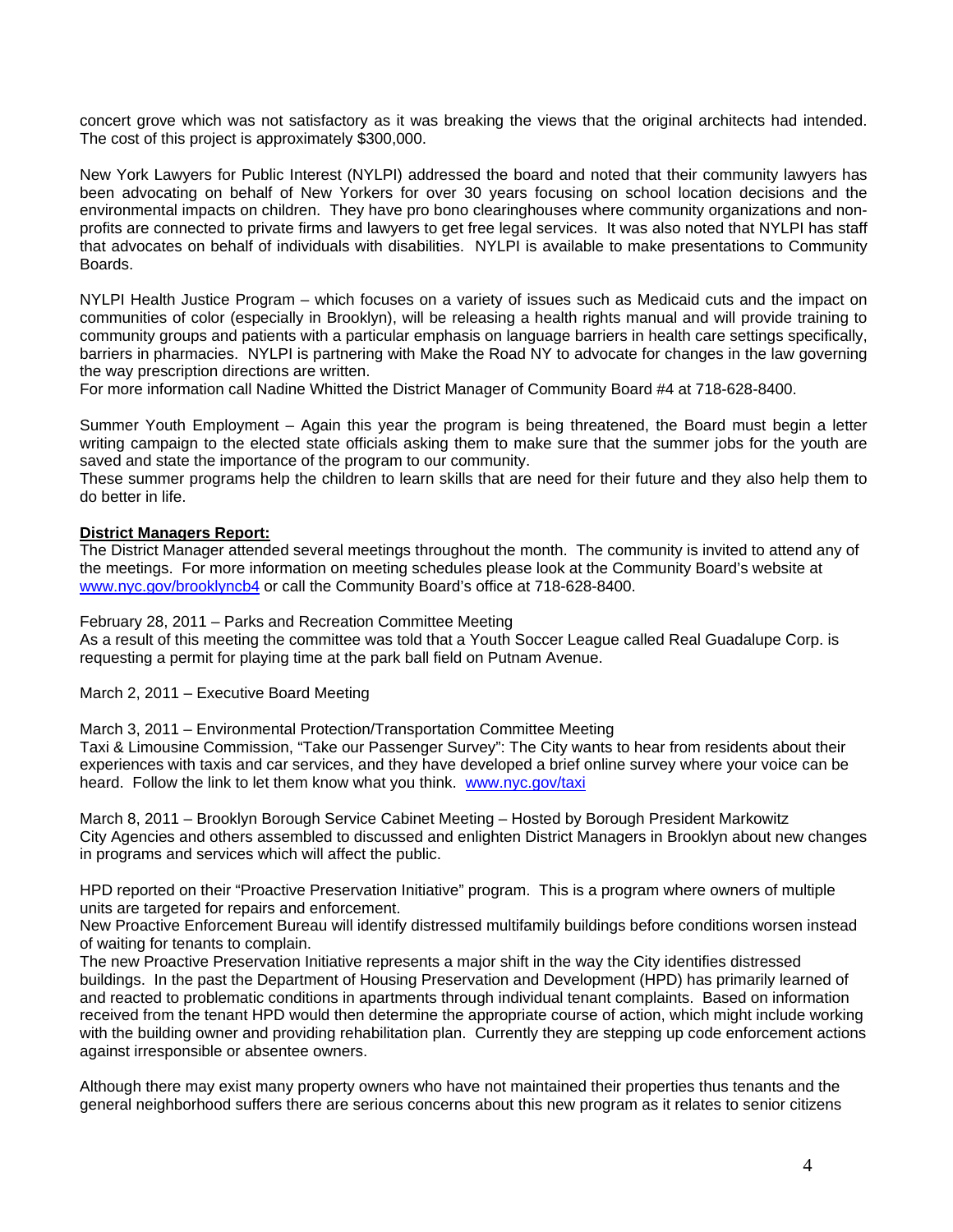concert grove which was not satisfactory as it was breaking the views that the original architects had intended. The cost of this project is approximately $300,000.

New York Lawyers for Public Interest (NYLPI) addressed the board and noted that their community lawyers has been advocating on behalf of New Yorkers for over 30 years focusing on school location decisions and the environmental impacts on children. They have pro bono clearinghouses where community organizations and non-profits are connected to private firms and lawyers to get free legal services. It was also noted that NYLPI has staff that advocates on behalf of individuals with disabilities. NYLPI is available to make presentations to Community Boards.

NYLPI Health Justice Program – which focuses on a variety of issues such as Medicaid cuts and the impact on communities of color (especially in Brooklyn), will be releasing a health rights manual and will provide training to community groups and patients with a particular emphasis on language barriers in health care settings specifically, barriers in pharmacies. NYLPI is partnering with Make the Road NY to advocate for changes in the law governing the way prescription directions are written.
For more information call Nadine Whitted the District Manager of Community Board #4 at 718-628-8400.

Summer Youth Employment – Again this year the program is being threatened, the Board must begin a letter writing campaign to the elected state officials asking them to make sure that the summer jobs for the youth are saved and state the importance of the program to our community.
These summer programs help the children to learn skills that are need for their future and they also help them to do better in life.

**District Managers Report:**
The District Manager attended several meetings throughout the month. The community is invited to attend any of the meetings. For more information on meeting schedules please look at the Community Board's website at www.nyc.gov/brooklyncb4 or call the Community Board's office at 718-628-8400.

February 28, 2011 – Parks and Recreation Committee Meeting
As a result of this meeting the committee was told that a Youth Soccer League called Real Guadalupe Corp. is requesting a permit for playing time at the park ball field on Putnam Avenue.

March 2, 2011 – Executive Board Meeting

March 3, 2011 – Environmental Protection/Transportation Committee Meeting
Taxi & Limousine Commission, "Take our Passenger Survey": The City wants to hear from residents about their experiences with taxis and car services, and they have developed a brief online survey where your voice can be heard. Follow the link to let them know what you think. www.nyc.gov/taxi

March 8, 2011 – Brooklyn Borough Service Cabinet Meeting – Hosted by Borough President Markowitz
City Agencies and others assembled to discussed and enlighten District Managers in Brooklyn about new changes in programs and services which will affect the public.

HPD reported on their "Proactive Preservation Initiative" program. This is a program where owners of multiple units are targeted for repairs and enforcement.
New Proactive Enforcement Bureau will identify distressed multifamily buildings before conditions worsen instead of waiting for tenants to complain.
The new Proactive Preservation Initiative represents a major shift in the way the City identifies distressed buildings. In the past the Department of Housing Preservation and Development (HPD) has primarily learned of and reacted to problematic conditions in apartments through individual tenant complaints. Based on information received from the tenant HPD would then determine the appropriate course of action, which might include working with the building owner and providing rehabilitation plan. Currently they are stepping up code enforcement actions against irresponsible or absentee owners.

Although there may exist many property owners who have not maintained their properties thus tenants and the general neighborhood suffers there are serious concerns about this new program as it relates to senior citizens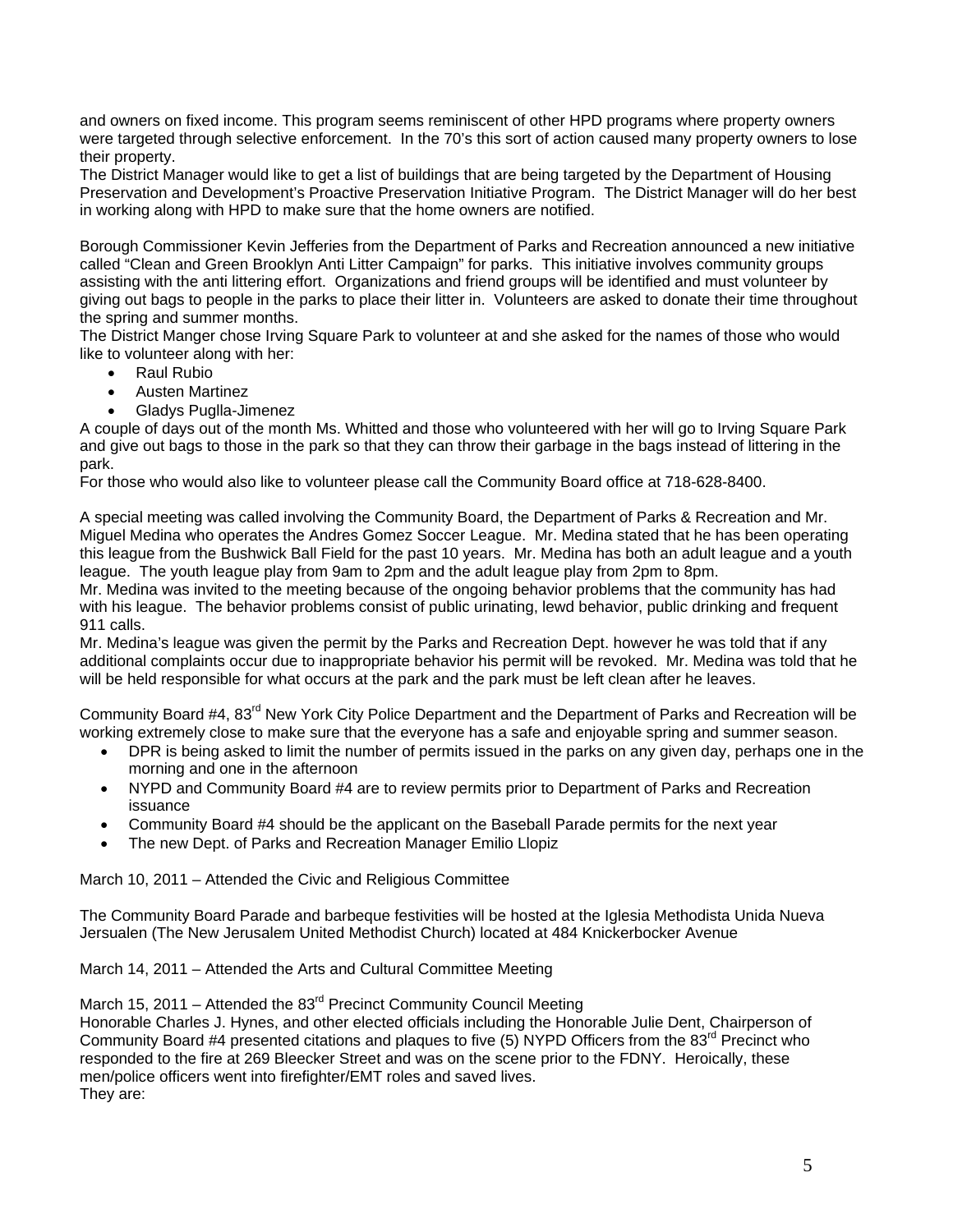and owners on fixed income. This program seems reminiscent of other HPD programs where property owners were targeted through selective enforcement. In the 70's this sort of action caused many property owners to lose their property.

The District Manager would like to get a list of buildings that are being targeted by the Department of Housing Preservation and Development's Proactive Preservation Initiative Program. The District Manager will do her best in working along with HPD to make sure that the home owners are notified.

Borough Commissioner Kevin Jefferies from the Department of Parks and Recreation announced a new initiative called "Clean and Green Brooklyn Anti Litter Campaign" for parks. This initiative involves community groups assisting with the anti littering effort. Organizations and friend groups will be identified and must volunteer by giving out bags to people in the parks to place their litter in. Volunteers are asked to donate their time throughout the spring and summer months.

The District Manger chose Irving Square Park to volunteer at and she asked for the names of those who would like to volunteer along with her:

- Raul Rubio
- Austen Martinez
- Gladys Puglla-Jimenez

A couple of days out of the month Ms. Whitted and those who volunteered with her will go to Irving Square Park and give out bags to those in the park so that they can throw their garbage in the bags instead of littering in the park.

For those who would also like to volunteer please call the Community Board office at 718-628-8400.

A special meeting was called involving the Community Board, the Department of Parks & Recreation and Mr. Miguel Medina who operates the Andres Gomez Soccer League. Mr. Medina stated that he has been operating this league from the Bushwick Ball Field for the past 10 years. Mr. Medina has both an adult league and a youth league. The youth league play from 9am to 2pm and the adult league play from 2pm to 8pm.

Mr. Medina was invited to the meeting because of the ongoing behavior problems that the community has had with his league. The behavior problems consist of public urinating, lewd behavior, public drinking and frequent 911 calls.

Mr. Medina's league was given the permit by the Parks and Recreation Dept. however he was told that if any additional complaints occur due to inappropriate behavior his permit will be revoked. Mr. Medina was told that he will be held responsible for what occurs at the park and the park must be left clean after he leaves.

Community Board #4, 83rd New York City Police Department and the Department of Parks and Recreation will be working extremely close to make sure that the everyone has a safe and enjoyable spring and summer season.

- DPR is being asked to limit the number of permits issued in the parks on any given day, perhaps one in the morning and one in the afternoon
- NYPD and Community Board #4 are to review permits prior to Department of Parks and Recreation issuance
- Community Board #4 should be the applicant on the Baseball Parade permits for the next year
- The new Dept. of Parks and Recreation Manager Emilio Llopiz

March 10, 2011 – Attended the Civic and Religious Committee

The Community Board Parade and barbeque festivities will be hosted at the Iglesia Methodista Unida Nueva Jersualen (The New Jerusalem United Methodist Church) located at 484 Knickerbocker Avenue

March 14, 2011 – Attended the Arts and Cultural Committee Meeting

March 15, 2011 – Attended the 83rd Precinct Community Council Meeting

Honorable Charles J. Hynes, and other elected officials including the Honorable Julie Dent, Chairperson of Community Board #4 presented citations and plaques to five (5) NYPD Officers from the 83rd Precinct who responded to the fire at 269 Bleecker Street and was on the scene prior to the FDNY. Heroically, these men/police officers went into firefighter/EMT roles and saved lives.

They are: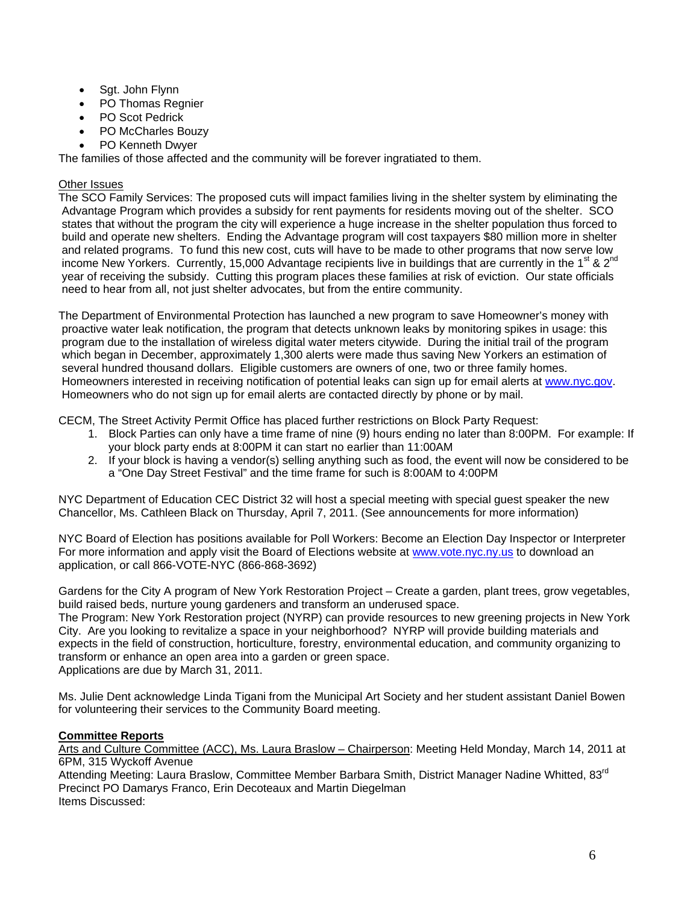- Sgt. John Flynn
- PO Thomas Regnier
- PO Scot Pedrick
- PO McCharles Bouzy
- PO Kenneth Dwyer

The families of those affected and the community will be forever ingratiated to them.

Other Issues

The SCO Family Services: The proposed cuts will impact families living in the shelter system by eliminating the Advantage Program which provides a subsidy for rent payments for residents moving out of the shelter. SCO states that without the program the city will experience a huge increase in the shelter population thus forced to build and operate new shelters. Ending the Advantage program will cost taxpayers $80 million more in shelter and related programs. To fund this new cost, cuts will have to be made to other programs that now serve low income New Yorkers. Currently, 15,000 Advantage recipients live in buildings that are currently in the 1st & 2nd year of receiving the subsidy. Cutting this program places these families at risk of eviction. Our state officials need to hear from all, not just shelter advocates, but from the entire community.

The Department of Environmental Protection has launched a new program to save Homeowner's money with proactive water leak notification, the program that detects unknown leaks by monitoring spikes in usage: this program due to the installation of wireless digital water meters citywide. During the initial trail of the program which began in December, approximately 1,300 alerts were made thus saving New Yorkers an estimation of several hundred thousand dollars. Eligible customers are owners of one, two or three family homes. Homeowners interested in receiving notification of potential leaks can sign up for email alerts at www.nyc.gov. Homeowners who do not sign up for email alerts are contacted directly by phone or by mail.

CECM, The Street Activity Permit Office has placed further restrictions on Block Party Request:

1. Block Parties can only have a time frame of nine (9) hours ending no later than 8:00PM. For example: If your block party ends at 8:00PM it can start no earlier than 11:00AM
2. If your block is having a vendor(s) selling anything such as food, the event will now be considered to be a "One Day Street Festival" and the time frame for such is 8:00AM to 4:00PM

NYC Department of Education CEC District 32 will host a special meeting with special guest speaker the new Chancellor, Ms. Cathleen Black on Thursday, April 7, 2011. (See announcements for more information)

NYC Board of Election has positions available for Poll Workers: Become an Election Day Inspector or Interpreter For more information and apply visit the Board of Elections website at www.vote.nyc.ny.us to download an application, or call 866-VOTE-NYC (866-868-3692)

Gardens for the City A program of New York Restoration Project – Create a garden, plant trees, grow vegetables, build raised beds, nurture young gardeners and transform an underused space.
The Program: New York Restoration project (NYRP) can provide resources to new greening projects in New York City. Are you looking to revitalize a space in your neighborhood? NYRP will provide building materials and expects in the field of construction, horticulture, forestry, environmental education, and community organizing to transform or enhance an open area into a garden or green space.
Applications are due by March 31, 2011.

Ms. Julie Dent acknowledge Linda Tigani from the Municipal Art Society and her student assistant Daniel Bowen for volunteering their services to the Community Board meeting.

**Committee Reports**

Arts and Culture Committee (ACC), Ms. Laura Braslow – Chairperson: Meeting Held Monday, March 14, 2011 at 6PM, 315 Wyckoff Avenue
Attending Meeting: Laura Braslow, Committee Member Barbara Smith, District Manager Nadine Whitted, 83rd Precinct PO Damarys Franco, Erin Decoteaux and Martin Diegelman
Items Discussed: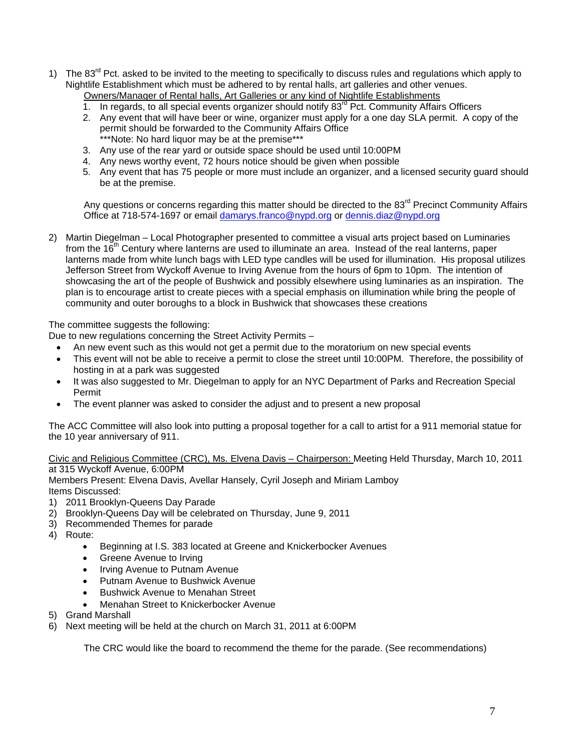1) The 83rd Pct. asked to be invited to the meeting to specifically to discuss rules and regulations which apply to Nightlife Establishment which must be adhered to by rental halls, art galleries and other venues.

   Owners/Manager of Rental halls, Art Galleries or any kind of Nightlife Establishments

   1. In regards, to all special events organizer should notify 83rd Pct. Community Affairs Officers
   2. Any event that will have beer or wine, organizer must apply for a one day SLA permit. A copy of the permit should be forwarded to the Community Affairs Office
      ***Note: No hard liquor may be at the premise***
   3. Any use of the rear yard or outside space should be used until 10:00PM
   4. Any news worthy event, 72 hours notice should be given when possible
   5. Any event that has 75 people or more must include an organizer, and a licensed security guard should be at the premise.

   Any questions or concerns regarding this matter should be directed to the 83rd Precinct Community Affairs Office at 718-574-1697 or email damarys.franco@nypd.org or dennis.diaz@nypd.org

2) Martin Diegelman – Local Photographer presented to committee a visual arts project based on Luminaries from the 16th Century where lanterns are used to illuminate an area. Instead of the real lanterns, paper lanterns made from white lunch bags with LED type candles will be used for illumination. His proposal utilizes Jefferson Street from Wyckoff Avenue to Irving Avenue from the hours of 6pm to 10pm. The intention of showcasing the art of the people of Bushwick and possibly elsewhere using luminaries as an inspiration. The plan is to encourage artist to create pieces with a special emphasis on illumination while bring the people of community and outer boroughs to a block in Bushwick that showcases these creations

The committee suggests the following:
Due to new regulations concerning the Street Activity Permits –

- An new event such as this would not get a permit due to the moratorium on new special events
- This event will not be able to receive a permit to close the street until 10:00PM. Therefore, the possibility of hosting in at a park was suggested
- It was also suggested to Mr. Diegelman to apply for an NYC Department of Parks and Recreation Special Permit
- The event planner was asked to consider the adjust and to present a new proposal

The ACC Committee will also look into putting a proposal together for a call to artist for a 911 memorial statue for the 10 year anniversary of 911.

Civic and Religious Committee (CRC), Ms. Elvena Davis – Chairperson: Meeting Held Thursday, March 10, 2011 at 315 Wyckoff Avenue, 6:00PM
Members Present: Elvena Davis, Avellar Hansely, Cyril Joseph and Miriam Lamboy
Items Discussed:

1) 2011 Brooklyn-Queens Day Parade
2) Brooklyn-Queens Day will be celebrated on Thursday, June 9, 2011
3) Recommended Themes for parade
4) Route:
   - Beginning at I.S. 383 located at Greene and Knickerbocker Avenues
   - Greene Avenue to Irving
   - Irving Avenue to Putnam Avenue
   - Putnam Avenue to Bushwick Avenue
   - Bushwick Avenue to Menahan Street
   - Menahan Street to Knickerbocker Avenue
5) Grand Marshall
6) Next meeting will be held at the church on March 31, 2011 at 6:00PM

   The CRC would like the board to recommend the theme for the parade. (See recommendations)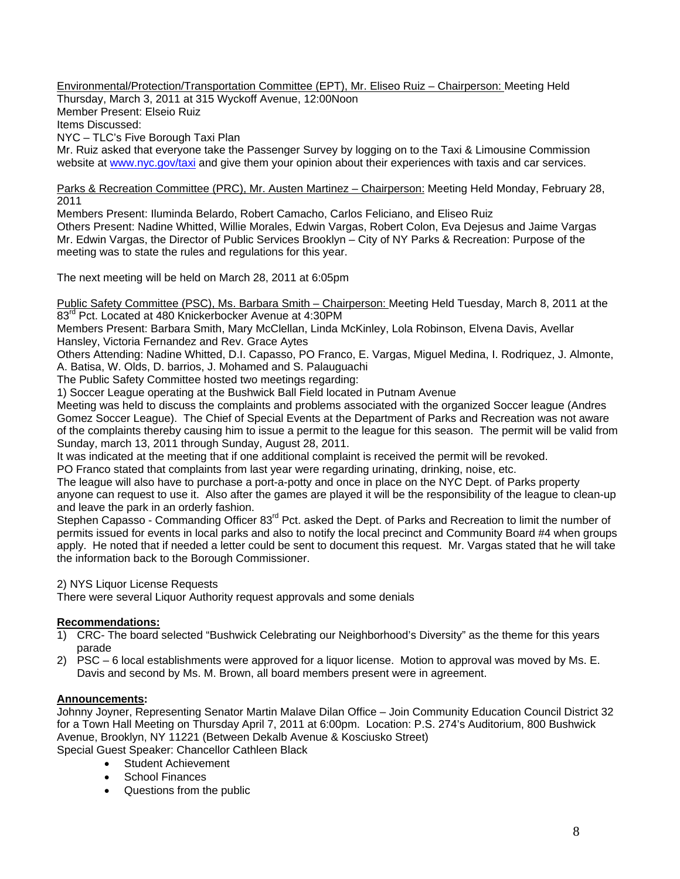Environmental/Protection/Transportation Committee (EPT), Mr. Eliseo Ruiz – Chairperson: Meeting Held Thursday, March 3, 2011 at 315 Wyckoff Avenue, 12:00Noon
Member Present: Elseio Ruiz
Items Discussed:
NYC – TLC's Five Borough Taxi Plan
Mr. Ruiz asked that everyone take the Passenger Survey by logging on to the Taxi & Limousine Commission website at www.nyc.gov/taxi and give them your opinion about their experiences with taxis and car services.

Parks & Recreation Committee (PRC), Mr. Austen Martinez – Chairperson: Meeting Held Monday, February 28, 2011
Members Present: Iluminda Belardo, Robert Camacho, Carlos Feliciano, and Eliseo Ruiz
Others Present: Nadine Whitted, Willie Morales, Edwin Vargas, Robert Colon, Eva Dejesus and Jaime Vargas
Mr. Edwin Vargas, the Director of Public Services Brooklyn – City of NY Parks & Recreation: Purpose of the meeting was to state the rules and regulations for this year.

The next meeting will be held on March 28, 2011 at 6:05pm

Public Safety Committee (PSC), Ms. Barbara Smith – Chairperson: Meeting Held Tuesday, March 8, 2011 at the 83rd Pct. Located at 480 Knickerbocker Avenue at 4:30PM
Members Present: Barbara Smith, Mary McClellan, Linda McKinley, Lola Robinson, Elvena Davis, Avellar Hansley, Victoria Fernandez and Rev. Grace Aytes
Others Attending: Nadine Whitted, D.I. Capasso, PO Franco, E. Vargas, Miguel Medina, I. Rodriquez, J. Almonte, A. Batisa, W. Olds, D. barrios, J. Mohamed and S. Palauguachi
The Public Safety Committee hosted two meetings regarding:
1) Soccer League operating at the Bushwick Ball Field located in Putnam Avenue
Meeting was held to discuss the complaints and problems associated with the organized Soccer league (Andres Gomez Soccer League). The Chief of Special Events at the Department of Parks and Recreation was not aware of the complaints thereby causing him to issue a permit to the league for this season. The permit will be valid from Sunday, march 13, 2011 through Sunday, August 28, 2011.
It was indicated at the meeting that if one additional complaint is received the permit will be revoked.
PO Franco stated that complaints from last year were regarding urinating, drinking, noise, etc.
The league will also have to purchase a port-a-potty and once in place on the NYC Dept. of Parks property anyone can request to use it. Also after the games are played it will be the responsibility of the league to clean-up and leave the park in an orderly fashion.
Stephen Capasso - Commanding Officer 83rd Pct. asked the Dept. of Parks and Recreation to limit the number of permits issued for events in local parks and also to notify the local precinct and Community Board #4 when groups apply. He noted that if needed a letter could be sent to document this request. Mr. Vargas stated that he will take the information back to the Borough Commissioner.

2) NYS Liquor License Requests
There were several Liquor Authority request approvals and some denials

**Recommendations:**

1) CRC- The board selected "Bushwick Celebrating our Neighborhood's Diversity" as the theme for this years parade
2) PSC – 6 local establishments were approved for a liquor license. Motion to approval was moved by Ms. E. Davis and second by Ms. M. Brown, all board members present were in agreement.

**Announcements:**

Johnny Joyner, Representing Senator Martin Malave Dilan Office – Join Community Education Council District 32 for a Town Hall Meeting on Thursday April 7, 2011 at 6:00pm. Location: P.S. 274's Auditorium, 800 Bushwick Avenue, Brooklyn, NY 11221 (Between Dekalb Avenue & Kosciusko Street)
Special Guest Speaker: Chancellor Cathleen Black

- Student Achievement
- School Finances
- Questions from the public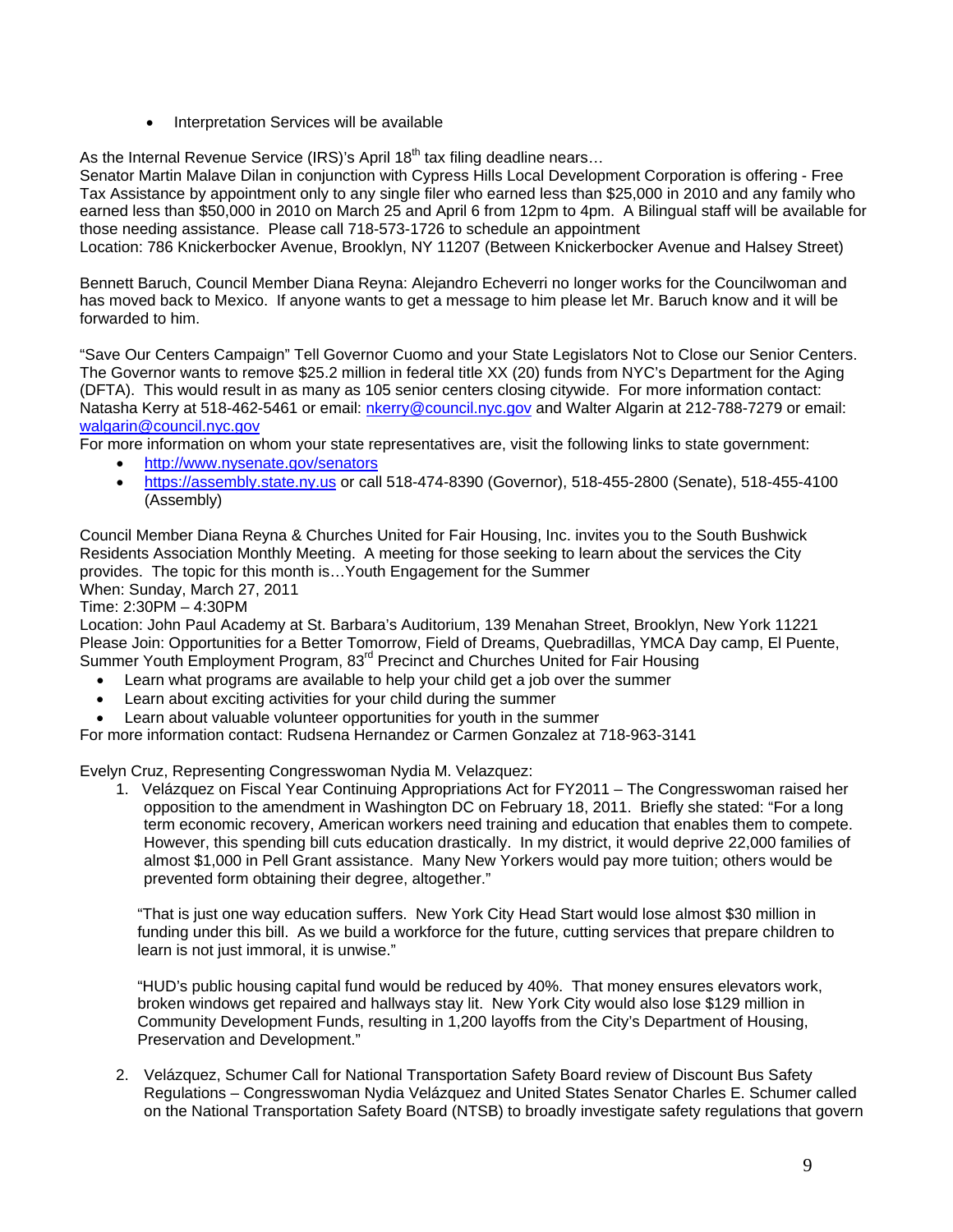- Interpretation Services will be available

As the Internal Revenue Service (IRS)'s April 18th tax filing deadline nears…
Senator Martin Malave Dilan in conjunction with Cypress Hills Local Development Corporation is offering - Free Tax Assistance by appointment only to any single filer who earned less than $25,000 in 2010 and any family who earned less than $50,000 in 2010 on March 25 and April 6 from 12pm to 4pm. A Bilingual staff will be available for those needing assistance. Please call 718-573-1726 to schedule an appointment
Location: 786 Knickerbocker Avenue, Brooklyn, NY 11207 (Between Knickerbocker Avenue and Halsey Street)

Bennett Baruch, Council Member Diana Reyna: Alejandro Echeverri no longer works for the Councilwoman and has moved back to Mexico. If anyone wants to get a message to him please let Mr. Baruch know and it will be forwarded to him.

"Save Our Centers Campaign" Tell Governor Cuomo and your State Legislators Not to Close our Senior Centers. The Governor wants to remove $25.2 million in federal title XX (20) funds from NYC's Department for the Aging (DFTA). This would result in as many as 105 senior centers closing citywide. For more information contact: Natasha Kerry at 518-462-5461 or email: nkerry@council.nyc.gov and Walter Algarin at 212-788-7279 or email: walgarin@council.nyc.gov
For more information on whom your state representatives are, visit the following links to state government:

- http://www.nysenate.gov/senators
- https://assembly.state.ny.us or call 518-474-8390 (Governor), 518-455-2800 (Senate), 518-455-4100 (Assembly)

Council Member Diana Reyna & Churches United for Fair Housing, Inc. invites you to the South Bushwick Residents Association Monthly Meeting. A meeting for those seeking to learn about the services the City provides. The topic for this month is…Youth Engagement for the Summer
When: Sunday, March 27, 2011
Time: 2:30PM – 4:30PM
Location: John Paul Academy at St. Barbara's Auditorium, 139 Menahan Street, Brooklyn, New York 11221
Please Join: Opportunities for a Better Tomorrow, Field of Dreams, Quebradillas, YMCA Day camp, El Puente, Summer Youth Employment Program, 83rd Precinct and Churches United for Fair Housing

- Learn what programs are available to help your child get a job over the summer
- Learn about exciting activities for your child during the summer
- Learn about valuable volunteer opportunities for youth in the summer

For more information contact: Rudsena Hernandez or Carmen Gonzalez at 718-963-3141

Evelyn Cruz, Representing Congresswoman Nydia M. Velazquez:

1. Velázquez on Fiscal Year Continuing Appropriations Act for FY2011 – The Congresswoman raised her opposition to the amendment in Washington DC on February 18, 2011. Briefly she stated: "For a long term economic recovery, American workers need training and education that enables them to compete. However, this spending bill cuts education drastically. In my district, it would deprive 22,000 families of almost $1,000 in Pell Grant assistance. Many New Yorkers would pay more tuition; others would be prevented form obtaining their degree, altogether."

   "That is just one way education suffers. New York City Head Start would lose almost $30 million in funding under this bill. As we build a workforce for the future, cutting services that prepare children to learn is not just immoral, it is unwise."

   "HUD's public housing capital fund would be reduced by 40%. That money ensures elevators work, broken windows get repaired and hallways stay lit. New York City would also lose $129 million in Community Development Funds, resulting in 1,200 layoffs from the City's Department of Housing, Preservation and Development."

2. Velázquez, Schumer Call for National Transportation Safety Board review of Discount Bus Safety Regulations – Congresswoman Nydia Velázquez and United States Senator Charles E. Schumer called on the National Transportation Safety Board (NTSB) to broadly investigate safety regulations that govern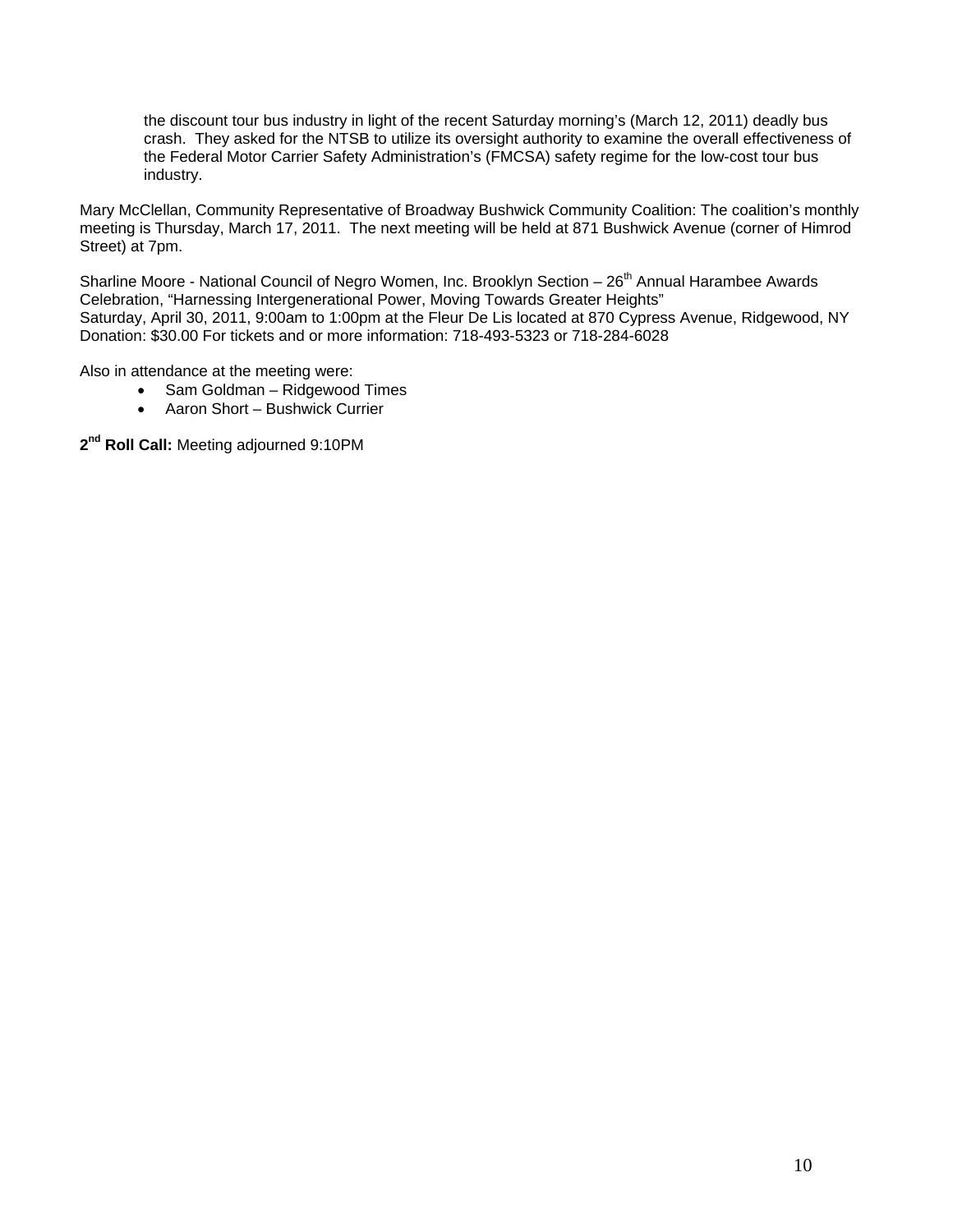the discount tour bus industry in light of the recent Saturday morning's (March 12, 2011) deadly bus crash. They asked for the NTSB to utilize its oversight authority to examine the overall effectiveness of the Federal Motor Carrier Safety Administration's (FMCSA) safety regime for the low-cost tour bus industry.

Mary McClellan, Community Representative of Broadway Bushwick Community Coalition: The coalition's monthly meeting is Thursday, March 17, 2011. The next meeting will be held at 871 Bushwick Avenue (corner of Himrod Street) at 7pm.

Sharline Moore - National Council of Negro Women, Inc. Brooklyn Section – 26th Annual Harambee Awards Celebration, "Harnessing Intergenerational Power, Moving Towards Greater Heights"
Saturday, April 30, 2011, 9:00am to 1:00pm at the Fleur De Lis located at 870 Cypress Avenue, Ridgewood, NY
Donation: $30.00 For tickets and or more information: 718-493-5323 or 718-284-6028

Also in attendance at the meeting were:

- Sam Goldman – Ridgewood Times
- Aaron Short – Bushwick Currier

**2nd Roll Call:** Meeting adjourned 9:10PM